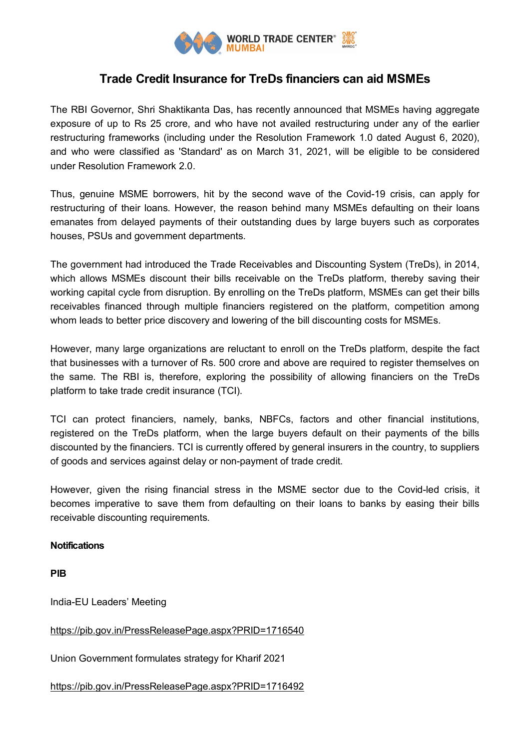# Trade Credit Insurance for TreDs financiers can aid MSMEs

The RBI Governor, Shri Shaktikanta Das, has recently announced that MSMEs having aggregate exposure of up to Rs 25 crore, and who have not availed restructuring under any of the earlier restructuring frameworks (including under the Resolution Framework 1.0 dated August 6, 2020), and who were classified as 'Standard' as on March 31, 2021, will be eligible to be considered under Resolution Framework 2.0.

Thus, genuine MSME borrowers, hit by the second wave of the Covid-19 crisis, can apply for restructuring of their loans. However, the reason behind many MSMEs defaulting on their loans emanates from delayed payments of their outstanding dues by large buyers such as corporates houses, PSUs and government departments.

The government had introduced the Trade Receivables and Discounting System (TreDs), in 2014, which allows MSMEs discount their bills receivable on the TreDs platform, thereby saving their working capital cycle from disruption. By enrolling on the TreDs platform, MSMEs can get their bills receivables financed through multiple financiers registered on the platform, competition among whom leads to better price discovery and lowering of the bill discounting costs for MSMEs.

However, many large organizations are reluctant to enroll on the TreDs platform, despite the fact that businesses with a turnover of Rs. 500 crore and above are required to register themselves on the same. The RBI is, therefore, exploring the possibility of allowing financiers on the TreDs platform to take trade credit insurance (TCI).

TCI can protect financiers, namely, banks, NBFCs, factors and other financial institutions, registered on the TreDs platform, when the large buyers default on their payments of the bills discounted by the financiers. TCI is currently offered by general insurers in the country, to suppliers of goods and services against delay or non-payment of trade credit.

However, given the rising financial stress in the MSME sector due to the Covid-led crisis, it becomes imperative to save them from defaulting on their loans to banks by easing their bills receivable discounting requirements.

**Notifications**

**PIB**

India-EU Leaders' Meeting

https://pib.gov.in/PressReleasePage.aspx?PRID=1716540

Union Government formulates strategy for Kharif 2021

https://pib.gov.in/PressReleasePage.aspx?PRID=1716492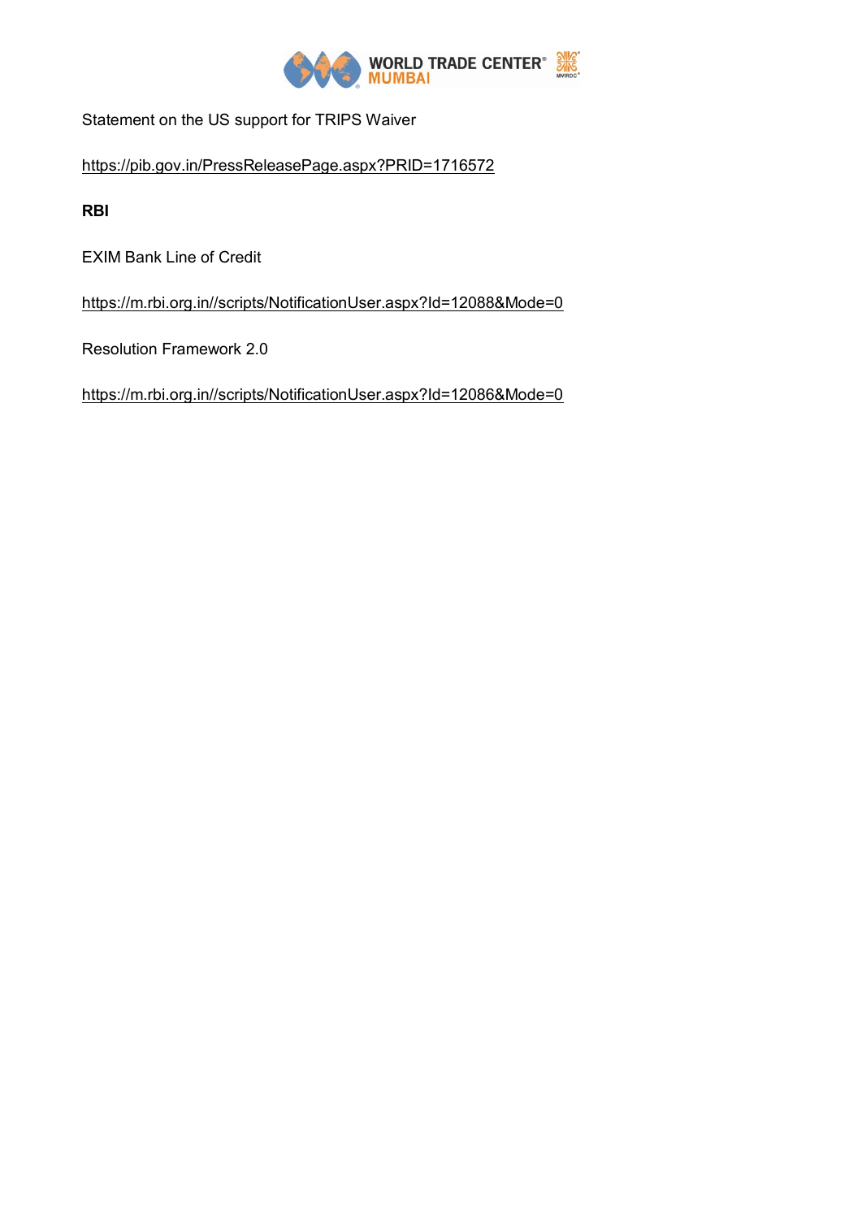Statement on the US support for TRIPS Waiver

https://pib.gov.in/PressReleasePage.aspx?PRID=1716572

**RBI**

EXIM Bank Line of Credit

https://m.rbi.org.in//scripts/NotificationUser.aspx?Id=12088&Mode=0

Resolution Framework 2.0

https://m.rbi.org.in//scripts/NotificationUser.aspx?Id=12086&Mode=0